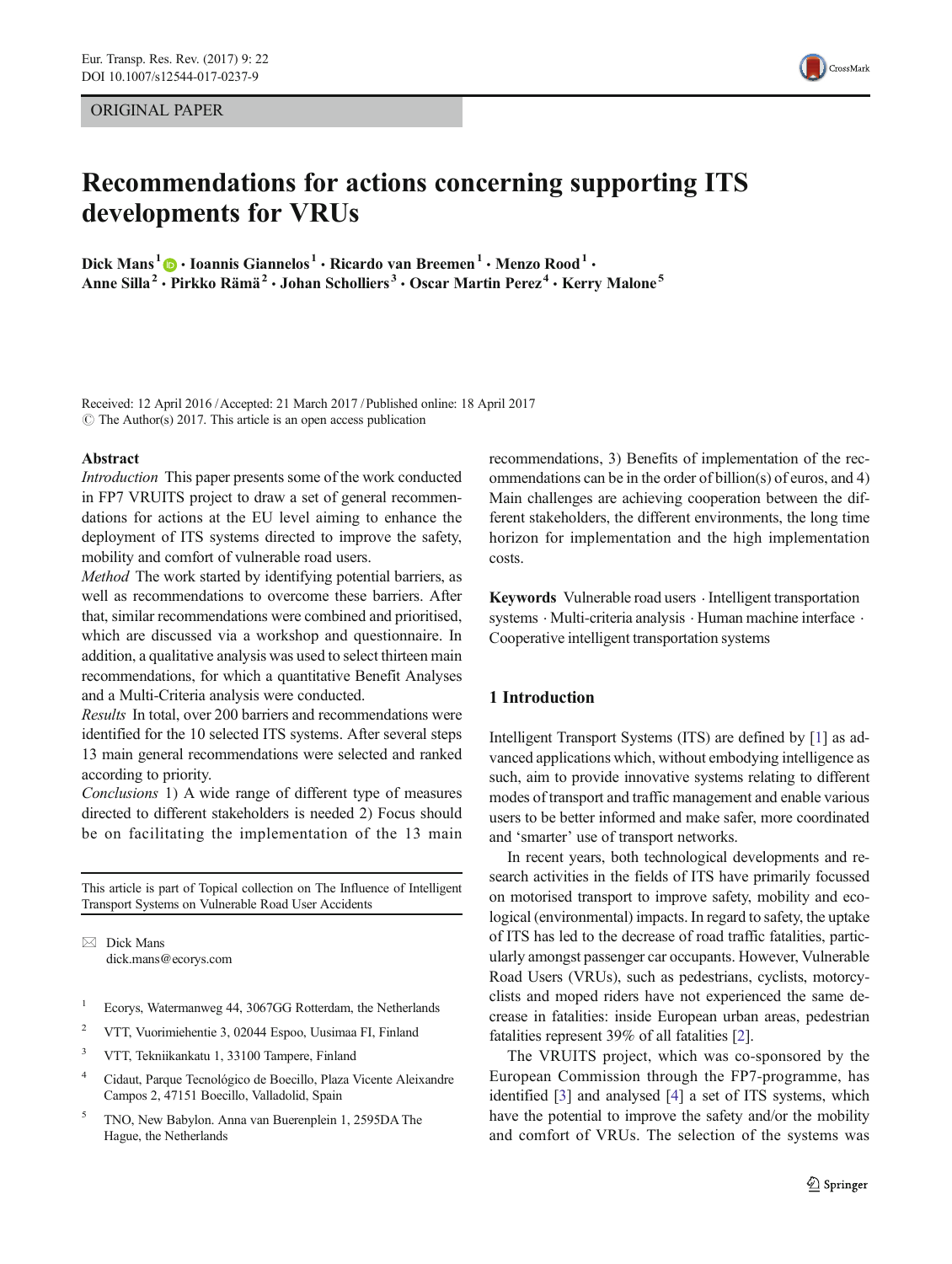ORIGINAL PAPER

# Recommendations for actions concerning supporting ITS developments for VRUs

**Dick Mans[1] · Ioannis Giannelos[1] · Ricardo van Breemen[1] · Menzo Rood[1] · Anne Silla[2] · Pirkko Rämä[2] · Johan Scholliers[3] · Oscar Martin Perez[4] · Kerry Malone[5]**

Received: 12 April 2016 / Accepted: 21 March 2017 / Published online: 18 April 2017
© The Author(s) 2017. This article is an open access publication

## Abstract

*Introduction* This paper presents some of the work conducted in FP7 VRUITS project to draw a set of general recommendations for actions at the EU level aiming to enhance the deployment of ITS systems directed to improve the safety, mobility and comfort of vulnerable road users.

*Method* The work started by identifying potential barriers, as well as recommendations to overcome these barriers. After that, similar recommendations were combined and prioritised, which are discussed via a workshop and questionnaire. In addition, a qualitative analysis was used to select thirteen main recommendations, for which a quantitative Benefit Analyses and a Multi-Criteria analysis were conducted.

*Results* In total, over 200 barriers and recommendations were identified for the 10 selected ITS systems. After several steps 13 main general recommendations were selected and ranked according to priority.

*Conclusions* 1) A wide range of different type of measures directed to different stakeholders is needed 2) Focus should be on facilitating the implementation of the 13 main recommendations, 3) Benefits of implementation of the recommendations can be in the order of billion(s) of euros, and 4) Main challenges are achieving cooperation between the different stakeholders, the different environments, the long time horizon for implementation and the high implementation costs.

**Keywords** Vulnerable road users · Intelligent transportation systems · Multi-criteria analysis · Human machine interface · Cooperative intelligent transportation systems

This article is part of Topical collection on The Influence of Intelligent Transport Systems on Vulnerable Road User Accidents

✉ Dick Mans
dick.mans@ecorys.com

[1] Ecorys, Watermanweg 44, 3067GG Rotterdam, the Netherlands

[2] VTT, Vuorimiehentie 3, 02044 Espoo, Uusimaa FI, Finland

[3] VTT, Tekniikankatu 1, 33100 Tampere, Finland

[4] Cidaut, Parque Tecnológico de Boecillo, Plaza Vicente Aleixandre Campos 2, 47151 Boecillo, Valladolid, Spain

[5] TNO, New Babylon. Anna van Buerenplein 1, 2595DA The Hague, the Netherlands

## 1 Introduction

Intelligent Transport Systems (ITS) are defined by [1] as advanced applications which, without embodying intelligence as such, aim to provide innovative systems relating to different modes of transport and traffic management and enable various users to be better informed and make safer, more coordinated and 'smarter' use of transport networks.

In recent years, both technological developments and research activities in the fields of ITS have primarily focussed on motorised transport to improve safety, mobility and ecological (environmental) impacts. In regard to safety, the uptake of ITS has led to the decrease of road traffic fatalities, particularly amongst passenger car occupants. However, Vulnerable Road Users (VRUs), such as pedestrians, cyclists, motorcyclists and moped riders have not experienced the same decrease in fatalities: inside European urban areas, pedestrian fatalities represent 39% of all fatalities [2].

The VRUITS project, which was co-sponsored by the European Commission through the FP7-programme, has identified [3] and analysed [4] a set of ITS systems, which have the potential to improve the safety and/or the mobility and comfort of VRUs. The selection of the systems was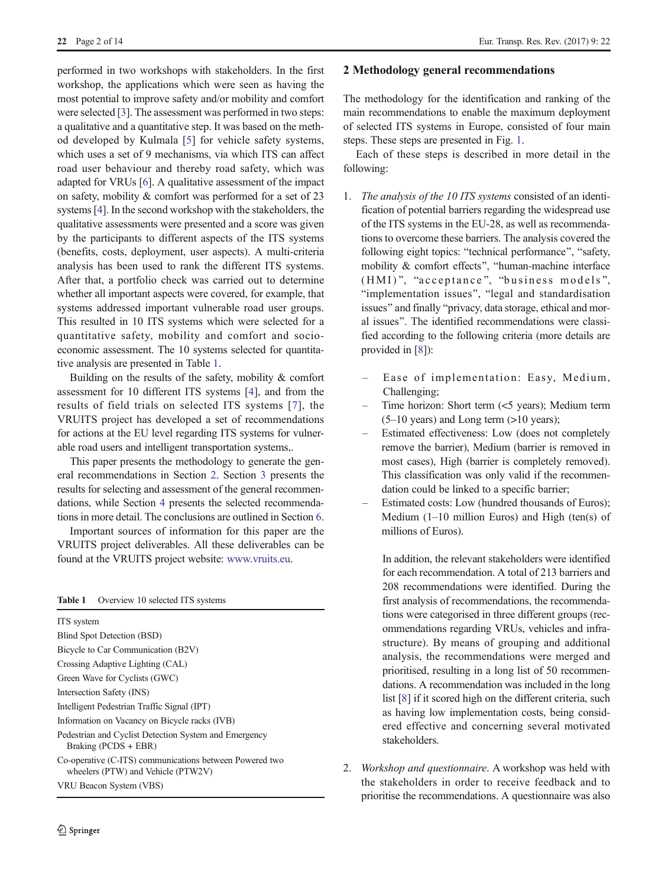performed in two workshops with stakeholders. In the first workshop, the applications which were seen as having the most potential to improve safety and/or mobility and comfort were selected [3]. The assessment was performed in two steps: a qualitative and a quantitative step. It was based on the method developed by Kulmala [5] for vehicle safety systems, which uses a set of 9 mechanisms, via which ITS can affect road user behaviour and thereby road safety, which was adapted for VRUs [6]. A qualitative assessment of the impact on safety, mobility & comfort was performed for a set of 23 systems [4]. In the second workshop with the stakeholders, the qualitative assessments were presented and a score was given by the participants to different aspects of the ITS systems (benefits, costs, deployment, user aspects). A multi-criteria analysis has been used to rank the different ITS systems. After that, a portfolio check was carried out to determine whether all important aspects were covered, for example, that systems addressed important vulnerable road user groups. This resulted in 10 ITS systems which were selected for a quantitative safety, mobility and comfort and socio-economic assessment. The 10 systems selected for quantitative analysis are presented in Table 1.

Building on the results of the safety, mobility & comfort assessment for 10 different ITS systems [4], and from the results of field trials on selected ITS systems [7], the VRUITS project has developed a set of recommendations for actions at the EU level regarding ITS systems for vulnerable road users and intelligent transportation systems,.

This paper presents the methodology to generate the general recommendations in Section 2. Section 3 presents the results for selecting and assessment of the general recommendations, while Section 4 presents the selected recommendations in more detail. The conclusions are outlined in Section 6.

Important sources of information for this paper are the VRUITS project deliverables. All these deliverables can be found at the VRUITS project website: www.vruits.eu.

**Table 1** Overview 10 selected ITS systems

| ITS system |
|---|
| Blind Spot Detection (BSD) |
| Bicycle to Car Communication (B2V) |
| Crossing Adaptive Lighting (CAL) |
| Green Wave for Cyclists (GWC) |
| Intersection Safety (INS) |
| Intelligent Pedestrian Traffic Signal (IPT) |
| Information on Vacancy on Bicycle racks (IVB) |
| Pedestrian and Cyclist Detection System and Emergency Braking (PCDS + EBR) |
| Co-operative (C-ITS) communications between Powered two wheelers (PTW) and Vehicle (PTW2V) |
| VRU Beacon System (VBS) |

## 2 Methodology general recommendations

The methodology for the identification and ranking of the main recommendations to enable the maximum deployment of selected ITS systems in Europe, consisted of four main steps. These steps are presented in Fig. 1.

Each of these steps is described in more detail in the following:

1. *The analysis of the 10 ITS systems* consisted of an identification of potential barriers regarding the widespread use of the ITS systems in the EU-28, as well as recommendations to overcome these barriers. The analysis covered the following eight topics: "technical performance", "safety, mobility & comfort effects", "human-machine interface (HMI)", "acceptance", "business models", "implementation issues", "legal and standardisation issues" and finally "privacy, data storage, ethical and moral issues". The identified recommendations were classified according to the following criteria (more details are provided in [8]):

   - Ease of implementation: Easy, Medium, Challenging;
   - Time horizon: Short term (<5 years); Medium term (5–10 years) and Long term (>10 years);
   - Estimated effectiveness: Low (does not completely remove the barrier), Medium (barrier is removed in most cases), High (barrier is completely removed). This classification was only valid if the recommendation could be linked to a specific barrier;
   - Estimated costs: Low (hundred thousands of Euros); Medium (1–10 million Euros) and High (ten(s) of millions of Euros).

   In addition, the relevant stakeholders were identified for each recommendation. A total of 213 barriers and 208 recommendations were identified. During the first analysis of recommendations, the recommendations were categorised in three different groups (recommendations regarding VRUs, vehicles and infrastructure). By means of grouping and additional analysis, the recommendations were merged and prioritised, resulting in a long list of 50 recommendations. A recommendation was included in the long list [8] if it scored high on the different criteria, such as having low implementation costs, being considered effective and concerning several motivated stakeholders.

2. *Workshop and questionnaire.* A workshop was held with the stakeholders in order to receive feedback and to prioritise the recommendations. A questionnaire was also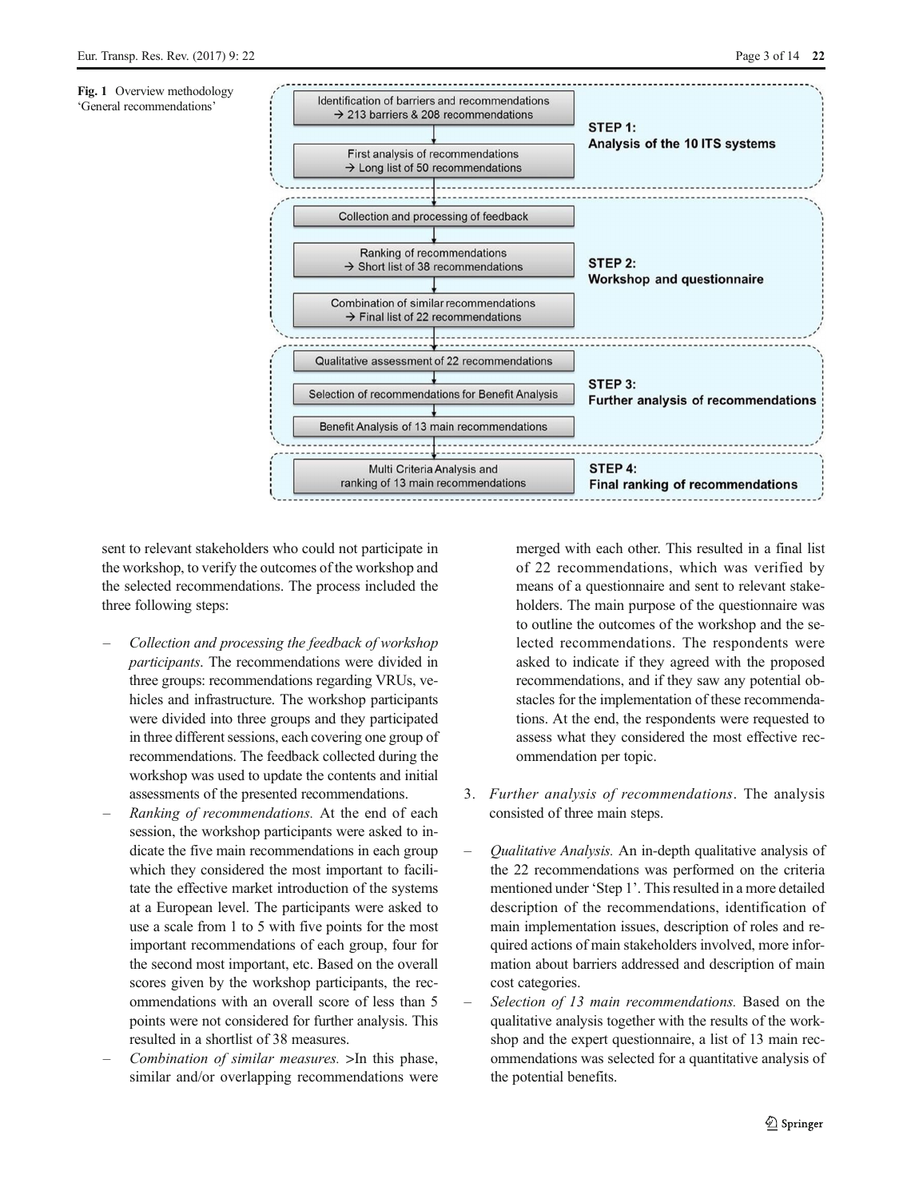Fig. 1 Overview methodology 'General recommendations'

Identification of barriers and recommendations → 213 barriers & 208 recommendations

First analysis of recommendations → Long list of 50 recommendations

STEP 1: Analysis of the 10 ITS systems

Collection and processing of feedback

Ranking of recommendations → Short list of 38 recommendations

Combination of similar recommendations → Final list of 22 recommendations

STEP 2: Workshop and questionnaire

Qualitative assessment of 22 recommendations

Selection of recommendations for Benefit Analysis

Benefit Analysis of 13 main recommendations

STEP 3: Further analysis of recommendations

Multi Criteria Analysis and ranking of 13 main recommendations

STEP 4: Final ranking of recommendations

sent to relevant stakeholders who could not participate in the workshop, to verify the outcomes of the workshop and the selected recommendations. The process included the three following steps:

- *Collection and processing the feedback of workshop participants.* The recommendations were divided in three groups: recommendations regarding VRUs, vehicles and infrastructure. The workshop participants were divided into three groups and they participated in three different sessions, each covering one group of recommendations. The feedback collected during the workshop was used to update the contents and initial assessments of the presented recommendations.
- *Ranking of recommendations.* At the end of each session, the workshop participants were asked to indicate the five main recommendations in each group which they considered the most important to facilitate the effective market introduction of the systems at a European level. The participants were asked to use a scale from 1 to 5 with five points for the most important recommendations of each group, four for the second most important, etc. Based on the overall scores given by the workshop participants, the recommendations with an overall score of less than 5 points were not considered for further analysis. This resulted in a shortlist of 38 measures.
- *Combination of similar measures.* >In this phase, similar and/or overlapping recommendations were merged with each other. This resulted in a final list of 22 recommendations, which was verified by means of a questionnaire and sent to relevant stakeholders. The main purpose of the questionnaire was to outline the outcomes of the workshop and the selected recommendations. The respondents were asked to indicate if they agreed with the proposed recommendations, and if they saw any potential obstacles for the implementation of these recommendations. At the end, the respondents were requested to assess what they considered the most effective recommendation per topic.

3. *Further analysis of recommendations*. The analysis consisted of three main steps.

- *Qualitative Analysis.* An in-depth qualitative analysis of the 22 recommendations was performed on the criteria mentioned under 'Step 1'. This resulted in a more detailed description of the recommendations, identification of main implementation issues, description of roles and required actions of main stakeholders involved, more information about barriers addressed and description of main cost categories.
- *Selection of 13 main recommendations.* Based on the qualitative analysis together with the results of the workshop and the expert questionnaire, a list of 13 main recommendations was selected for a quantitative analysis of the potential benefits.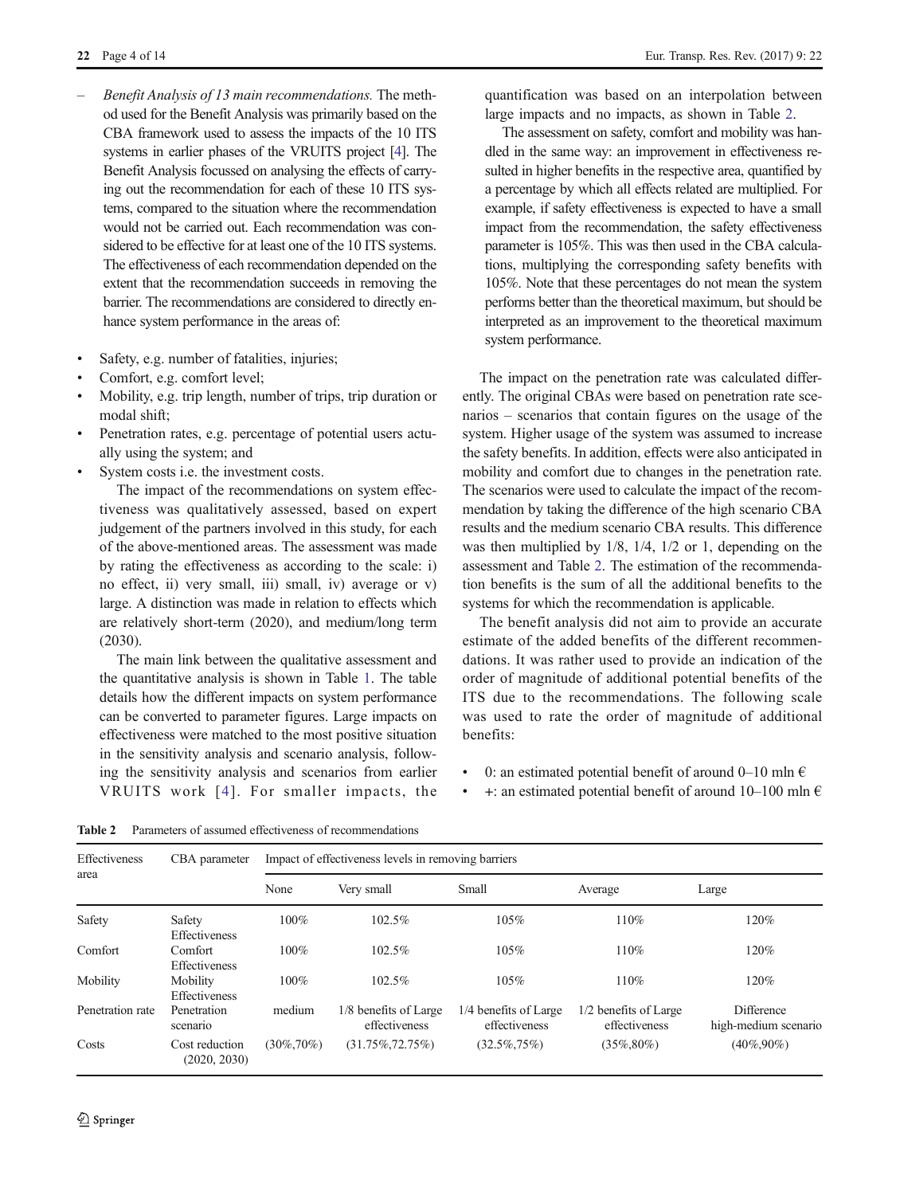– *Benefit Analysis of 13 main recommendations.* The method used for the Benefit Analysis was primarily based on the CBA framework used to assess the impacts of the 10 ITS systems in earlier phases of the VRUITS project [4]. The Benefit Analysis focussed on analysing the effects of carrying out the recommendation for each of these 10 ITS systems, compared to the situation where the recommendation would not be carried out. Each recommendation was considered to be effective for at least one of the 10 ITS systems. The effectiveness of each recommendation depended on the extent that the recommendation succeeds in removing the barrier. The recommendations are considered to directly enhance system performance in the areas of:

- Safety, e.g. number of fatalities, injuries;
- Comfort, e.g. comfort level;
- Mobility, e.g. trip length, number of trips, trip duration or modal shift;
- Penetration rates, e.g. percentage of potential users actually using the system; and
- System costs i.e. the investment costs.

The impact of the recommendations on system effectiveness was qualitatively assessed, based on expert judgement of the partners involved in this study, for each of the above-mentioned areas. The assessment was made by rating the effectiveness as according to the scale: i) no effect, ii) very small, iii) small, iv) average or v) large. A distinction was made in relation to effects which are relatively short-term (2020), and medium/long term (2030).

The main link between the qualitative assessment and the quantitative analysis is shown in Table 1. The table details how the different impacts on system performance can be converted to parameter figures. Large impacts on effectiveness were matched to the most positive situation in the sensitivity analysis and scenario analysis, following the sensitivity analysis and scenarios from earlier VRUITS work [4]. For smaller impacts, the quantification was based on an interpolation between large impacts and no impacts, as shown in Table 2.

The assessment on safety, comfort and mobility was handled in the same way: an improvement in effectiveness resulted in higher benefits in the respective area, quantified by a percentage by which all effects related are multiplied. For example, if safety effectiveness is expected to have a small impact from the recommendation, the safety effectiveness parameter is 105%. This was then used in the CBA calculations, multiplying the corresponding safety benefits with 105%. Note that these percentages do not mean the system performs better than the theoretical maximum, but should be interpreted as an improvement to the theoretical maximum system performance.

The impact on the penetration rate was calculated differently. The original CBAs were based on penetration rate scenarios – scenarios that contain figures on the usage of the system. Higher usage of the system was assumed to increase the safety benefits. In addition, effects were also anticipated in mobility and comfort due to changes in the penetration rate. The scenarios were used to calculate the impact of the recommendation by taking the difference of the high scenario CBA results and the medium scenario CBA results. This difference was then multiplied by 1/8, 1/4, 1/2 or 1, depending on the assessment and Table 2. The estimation of the recommendation benefits is the sum of all the additional benefits to the systems for which the recommendation is applicable.

The benefit analysis did not aim to provide an accurate estimate of the added benefits of the different recommendations. It was rather used to provide an indication of the order of magnitude of additional potential benefits of the ITS due to the recommendations. The following scale was used to rate the order of magnitude of additional benefits:

- 0: an estimated potential benefit of around 0–10 mln €
- +: an estimated potential benefit of around 10–100 mln €

**Table 2** Parameters of assumed effectiveness of recommendations

| Effectiveness area | CBA parameter | Impact of effectiveness levels in removing barriers | | | | |
|---|---|---|---|---|---|---|
| | | None | Very small | Small | Average | Large |
| Safety | Safety Effectiveness | 100% | 102.5% | 105% | 110% | 120% |
| Comfort | Comfort Effectiveness | 100% | 102.5% | 105% | 110% | 120% |
| Mobility | Mobility Effectiveness | 100% | 102.5% | 105% | 110% | 120% |
| Penetration rate | Penetration scenario | medium | 1/8 benefits of Large effectiveness | 1/4 benefits of Large effectiveness | 1/2 benefits of Large effectiveness | Difference high-medium scenario |
| Costs | Cost reduction (2020, 2030) | (30%,70%) | (31.75%,72.75%) | (32.5%,75%) | (35%,80%) | (40%,90%) |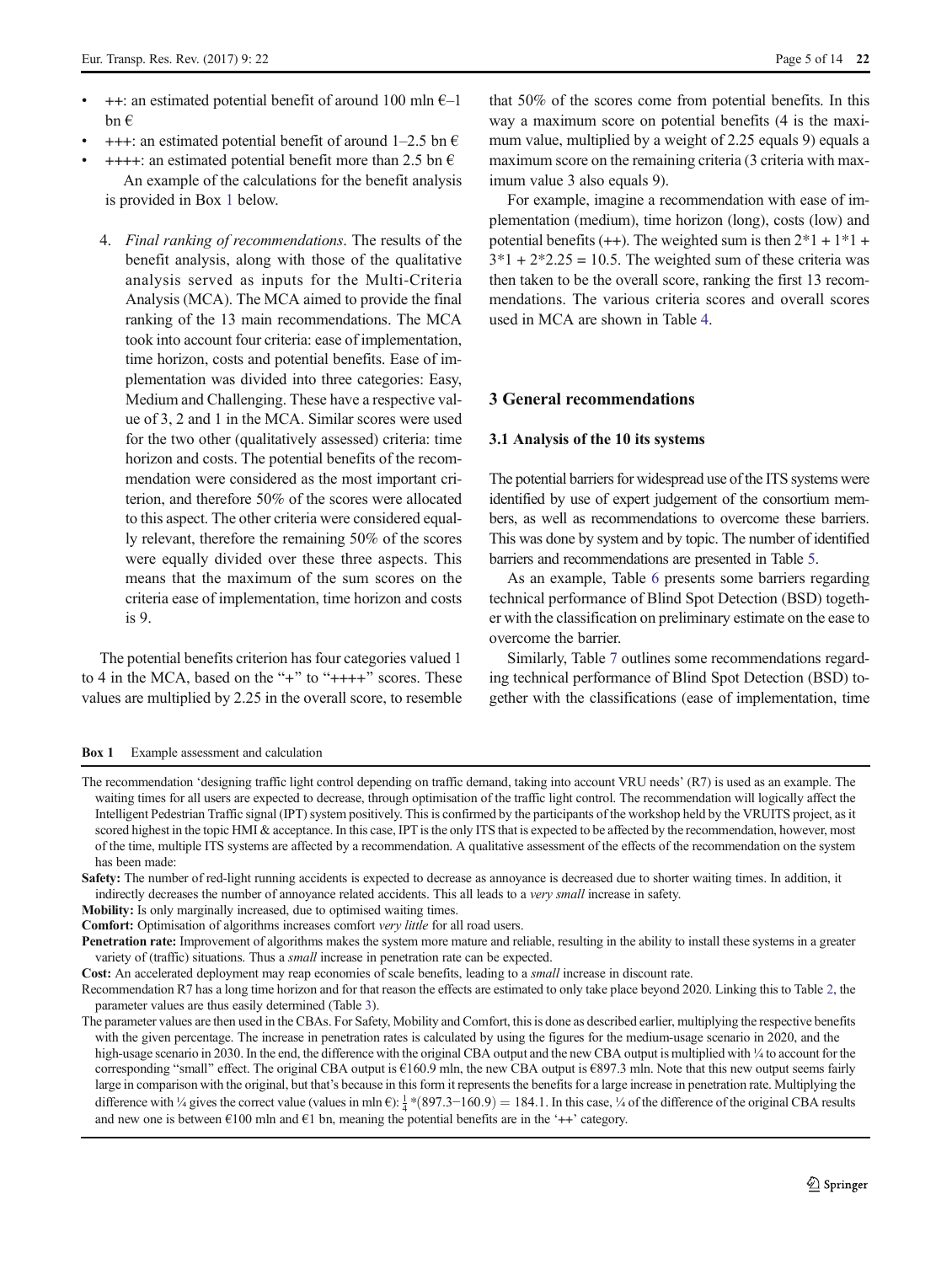- ++: an estimated potential benefit of around 100 mln €–1 bn €
- +++: an estimated potential benefit of around 1–2.5 bn €
- ++++: an estimated potential benefit more than 2.5 bn €

  An example of the calculations for the benefit analysis is provided in Box 1 below.

4. *Final ranking of recommendations*. The results of the benefit analysis, along with those of the qualitative analysis served as inputs for the Multi-Criteria Analysis (MCA). The MCA aimed to provide the final ranking of the 13 main recommendations. The MCA took into account four criteria: ease of implementation, time horizon, costs and potential benefits. Ease of implementation was divided into three categories: Easy, Medium and Challenging. These have a respective value of 3, 2 and 1 in the MCA. Similar scores were used for the two other (qualitatively assessed) criteria: time horizon and costs. The potential benefits of the recommendation were considered as the most important criterion, and therefore 50% of the scores were allocated to this aspect. The other criteria were considered equally relevant, therefore the remaining 50% of the scores were equally divided over these three aspects. This means that the maximum of the sum scores on the criteria ease of implementation, time horizon and costs is 9.

The potential benefits criterion has four categories valued 1 to 4 in the MCA, based on the "+" to "++++" scores. These values are multiplied by 2.25 in the overall score, to resemble that 50% of the scores come from potential benefits. In this way a maximum score on potential benefits (4 is the maximum value, multiplied by a weight of 2.25 equals 9) equals a maximum score on the remaining criteria (3 criteria with maximum value 3 also equals 9).

For example, imagine a recommendation with ease of implementation (medium), time horizon (long), costs (low) and potential benefits (++). The weighted sum is then $2*1 + 1*1 + 3*1 + 2*2.25 = 10.5$. The weighted sum of these criteria was then taken to be the overall score, ranking the first 13 recommendations. The various criteria scores and overall scores used in MCA are shown in Table 4.

## 3 General recommendations

### 3.1 Analysis of the 10 its systems

The potential barriers for widespread use of the ITS systems were identified by use of expert judgement of the consortium members, as well as recommendations to overcome these barriers. This was done by system and by topic. The number of identified barriers and recommendations are presented in Table 5.

As an example, Table 6 presents some barriers regarding technical performance of Blind Spot Detection (BSD) together with the classification on preliminary estimate on the ease to overcome the barrier.

Similarly, Table 7 outlines some recommendations regarding technical performance of Blind Spot Detection (BSD) together with the classifications (ease of implementation, time

**Box 1** Example assessment and calculation

The recommendation 'designing traffic light control depending on traffic demand, taking into account VRU needs' (R7) is used as an example. The waiting times for all users are expected to decrease, through optimisation of the traffic light control. The recommendation will logically affect the Intelligent Pedestrian Traffic signal (IPT) system positively. This is confirmed by the participants of the workshop held by the VRUITS project, as it scored highest in the topic HMI & acceptance. In this case, IPT is the only ITS that is expected to be affected by the recommendation, however, most of the time, multiple ITS systems are affected by a recommendation. A qualitative assessment of the effects of the recommendation on the system has been made:

**Safety:** The number of red-light running accidents is expected to decrease as annoyance is decreased due to shorter waiting times. In addition, it indirectly decreases the number of annoyance related accidents. This all leads to a *very small* increase in safety.

**Mobility:** Is only marginally increased, due to optimised waiting times.

**Comfort:** Optimisation of algorithms increases comfort *very little* for all road users.

**Penetration rate:** Improvement of algorithms makes the system more mature and reliable, resulting in the ability to install these systems in a greater variety of (traffic) situations. Thus a *small* increase in penetration rate can be expected.

**Cost:** An accelerated deployment may reap economies of scale benefits, leading to a *small* increase in discount rate.

Recommendation R7 has a long time horizon and for that reason the effects are estimated to only take place beyond 2020. Linking this to Table 2, the parameter values are thus easily determined (Table 3).

The parameter values are then used in the CBAs. For Safety, Mobility and Comfort, this is done as described earlier, multiplying the respective benefits with the given percentage. The increase in penetration rates is calculated by using the figures for the medium-usage scenario in 2020, and the high-usage scenario in 2030. In the end, the difference with the original CBA output and the new CBA output is multiplied with ¼ to account for the corresponding "small" effect. The original CBA output is €160.9 mln, the new CBA output is €897.3 mln. Note that this new output seems fairly large in comparison with the original, but that's because in this form it represents the benefits for a large increase in penetration rate. Multiplying the difference with ¼ gives the correct value (values in mln €): $\frac{1}{4}*(897.3-160.9) = 184.1$. In this case, ¼ of the difference of the original CBA results and new one is between €100 mln and €1 bn, meaning the potential benefits are in the '++' category.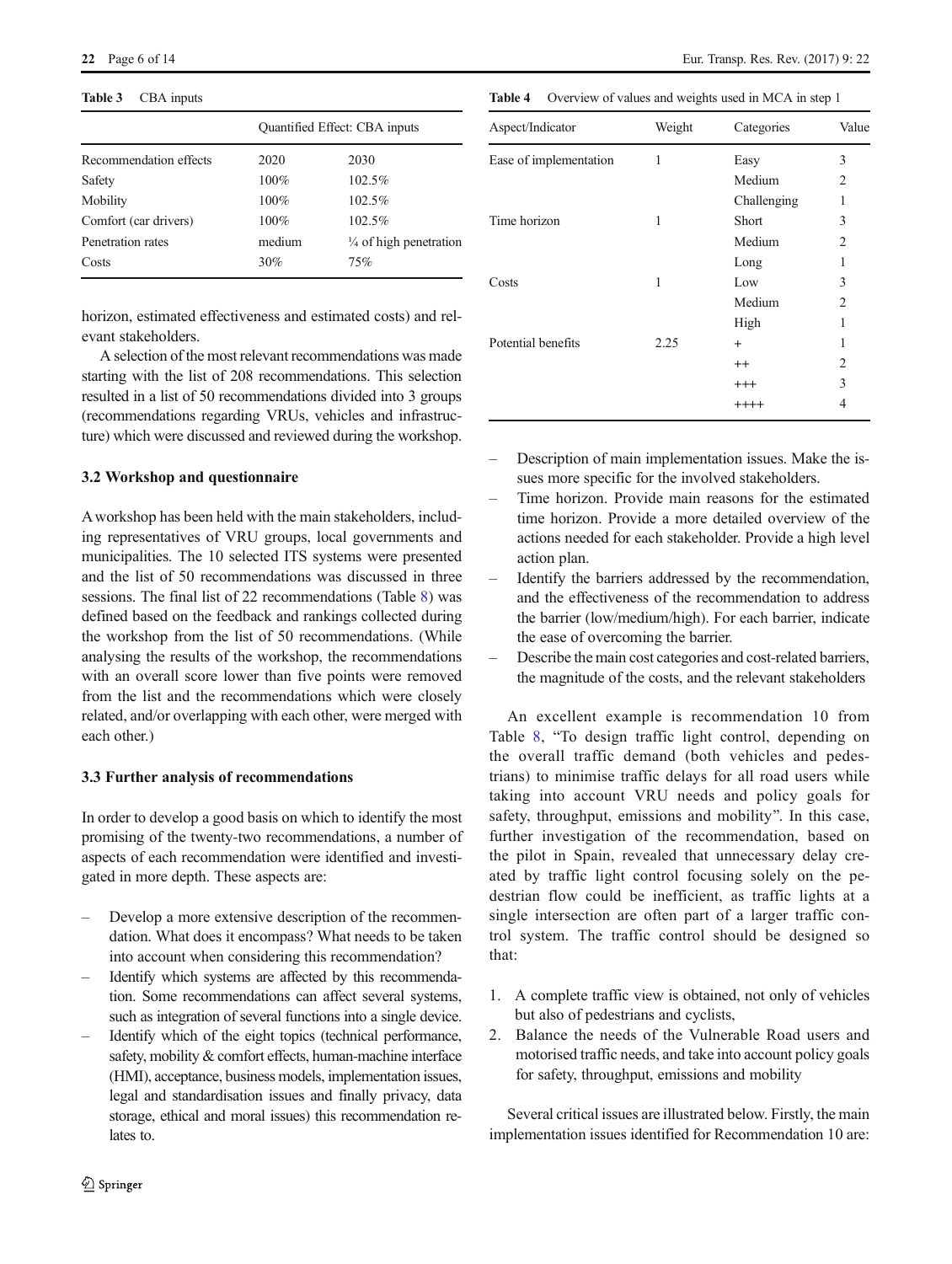**Table 3** CBA inputs

| | Quantified Effect: CBA inputs | |
|---|---|---|
| Recommendation effects | 2020 | 2030 |
| Safety | 100% | 102.5% |
| Mobility | 100% | 102.5% |
| Comfort (car drivers) | 100% | 102.5% |
| Penetration rates | medium | ¼ of high penetration |
| Costs | 30% | 75% |

horizon, estimated effectiveness and estimated costs) and relevant stakeholders.

A selection of the most relevant recommendations was made starting with the list of 208 recommendations. This selection resulted in a list of 50 recommendations divided into 3 groups (recommendations regarding VRUs, vehicles and infrastructure) which were discussed and reviewed during the workshop.

### 3.2 Workshop and questionnaire

A workshop has been held with the main stakeholders, including representatives of VRU groups, local governments and municipalities. The 10 selected ITS systems were presented and the list of 50 recommendations was discussed in three sessions. The final list of 22 recommendations (Table 8) was defined based on the feedback and rankings collected during the workshop from the list of 50 recommendations. (While analysing the results of the workshop, the recommendations with an overall score lower than five points were removed from the list and the recommendations which were closely related, and/or overlapping with each other, were merged with each other.)

### 3.3 Further analysis of recommendations

In order to develop a good basis on which to identify the most promising of the twenty-two recommendations, a number of aspects of each recommendation were identified and investigated in more depth. These aspects are:

- Develop a more extensive description of the recommendation. What does it encompass? What needs to be taken into account when considering this recommendation?
- Identify which systems are affected by this recommendation. Some recommendations can affect several systems, such as integration of several functions into a single device.
- Identify which of the eight topics (technical performance, safety, mobility & comfort effects, human-machine interface (HMI), acceptance, business models, implementation issues, legal and standardisation issues and finally privacy, data storage, ethical and moral issues) this recommendation relates to.

**Table 4** Overview of values and weights used in MCA in step 1

| Aspect/Indicator | Weight | Categories | Value |
|---|---|---|---|
| Ease of implementation | 1 | Easy | 3 |
| | | Medium | 2 |
| | | Challenging | 1 |
| Time horizon | 1 | Short | 3 |
| | | Medium | 2 |
| | | Long | 1 |
| Costs | 1 | Low | 3 |
| | | Medium | 2 |
| | | High | 1 |
| Potential benefits | 2.25 | + | 1 |
| | | ++ | 2 |
| | | +++ | 3 |
| | | ++++ | 4 |

- Description of main implementation issues. Make the issues more specific for the involved stakeholders.
- Time horizon. Provide main reasons for the estimated time horizon. Provide a more detailed overview of the actions needed for each stakeholder. Provide a high level action plan.
- Identify the barriers addressed by the recommendation, and the effectiveness of the recommendation to address the barrier (low/medium/high). For each barrier, indicate the ease of overcoming the barrier.
- Describe the main cost categories and cost-related barriers, the magnitude of the costs, and the relevant stakeholders

An excellent example is recommendation 10 from Table 8, "To design traffic light control, depending on the overall traffic demand (both vehicles and pedestrians) to minimise traffic delays for all road users while taking into account VRU needs and policy goals for safety, throughput, emissions and mobility". In this case, further investigation of the recommendation, based on the pilot in Spain, revealed that unnecessary delay created by traffic light control focusing solely on the pedestrian flow could be inefficient, as traffic lights at a single intersection are often part of a larger traffic control system. The traffic control should be designed so that:

1. A complete traffic view is obtained, not only of vehicles but also of pedestrians and cyclists,
2. Balance the needs of the Vulnerable Road users and motorised traffic needs, and take into account policy goals for safety, throughput, emissions and mobility

Several critical issues are illustrated below. Firstly, the main implementation issues identified for Recommendation 10 are: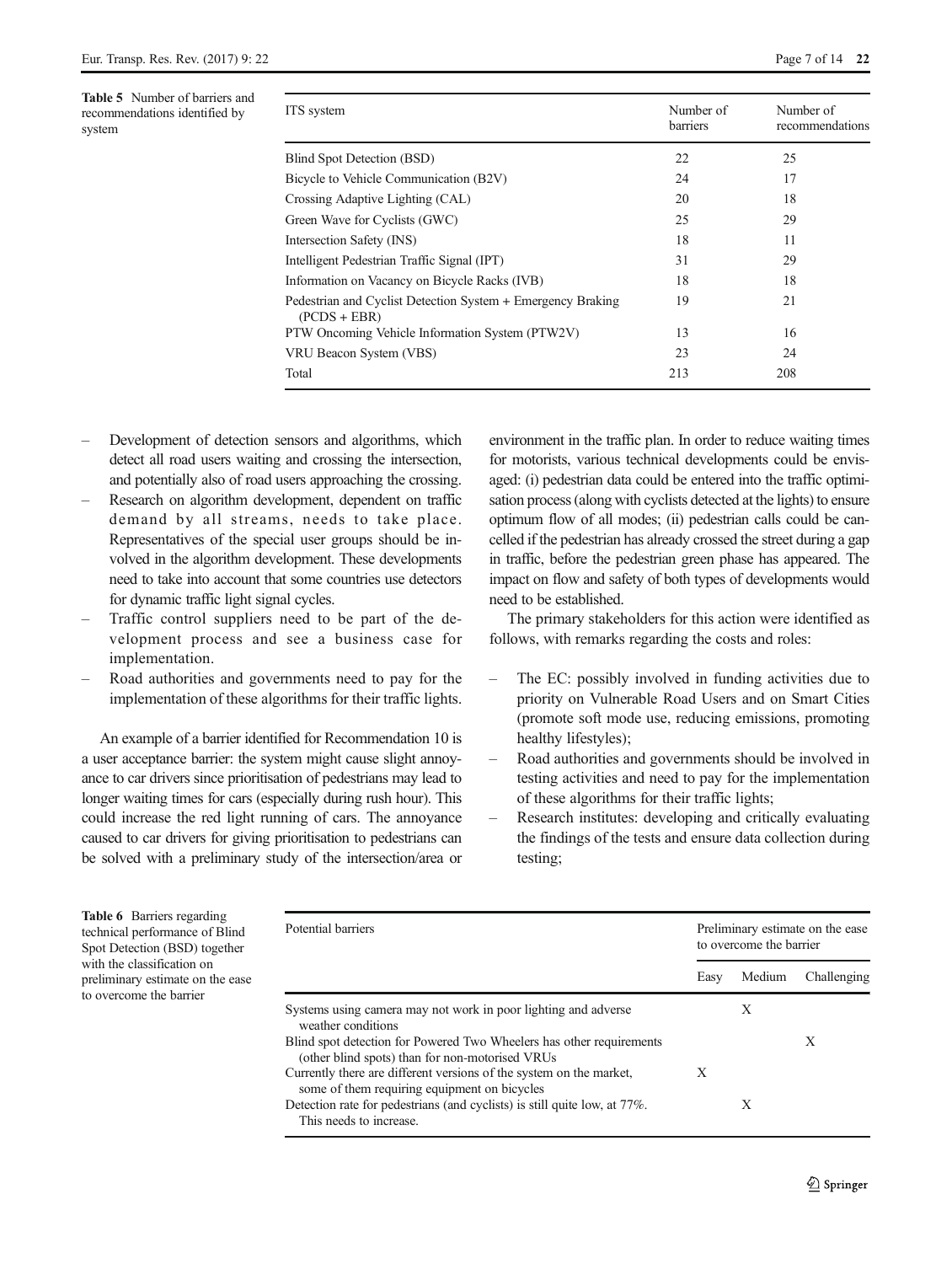Table 5 Number of barriers and recommendations identified by system

| ITS system | Number of barriers | Number of recommendations |
|---|---|---|
| Blind Spot Detection (BSD) | 22 | 25 |
| Bicycle to Vehicle Communication (B2V) | 24 | 17 |
| Crossing Adaptive Lighting (CAL) | 20 | 18 |
| Green Wave for Cyclists (GWC) | 25 | 29 |
| Intersection Safety (INS) | 18 | 11 |
| Intelligent Pedestrian Traffic Signal (IPT) | 31 | 29 |
| Information on Vacancy on Bicycle Racks (IVB) | 18 | 18 |
| Pedestrian and Cyclist Detection System + Emergency Braking (PCDS + EBR) | 19 | 21 |
| PTW Oncoming Vehicle Information System (PTW2V) | 13 | 16 |
| VRU Beacon System (VBS) | 23 | 24 |
| Total | 213 | 208 |

- Development of detection sensors and algorithms, which detect all road users waiting and crossing the intersection, and potentially also of road users approaching the crossing.
- Research on algorithm development, dependent on traffic demand by all streams, needs to take place. Representatives of the special user groups should be involved in the algorithm development. These developments need to take into account that some countries use detectors for dynamic traffic light signal cycles.
- Traffic control suppliers need to be part of the development process and see a business case for implementation.
- Road authorities and governments need to pay for the implementation of these algorithms for their traffic lights.

An example of a barrier identified for Recommendation 10 is a user acceptance barrier: the system might cause slight annoyance to car drivers since prioritisation of pedestrians may lead to longer waiting times for cars (especially during rush hour). This could increase the red light running of cars. The annoyance caused to car drivers for giving prioritisation to pedestrians can be solved with a preliminary study of the intersection/area or environment in the traffic plan. In order to reduce waiting times for motorists, various technical developments could be envisaged: (i) pedestrian data could be entered into the traffic optimisation process (along with cyclists detected at the lights) to ensure optimum flow of all modes; (ii) pedestrian calls could be cancelled if the pedestrian has already crossed the street during a gap in traffic, before the pedestrian green phase has appeared. The impact on flow and safety of both types of developments would need to be established.

The primary stakeholders for this action were identified as follows, with remarks regarding the costs and roles:

- The EC: possibly involved in funding activities due to priority on Vulnerable Road Users and on Smart Cities (promote soft mode use, reducing emissions, promoting healthy lifestyles);
- Road authorities and governments should be involved in testing activities and need to pay for the implementation of these algorithms for their traffic lights;
- Research institutes: developing and critically evaluating the findings of the tests and ensure data collection during testing;

Table 6 Barriers regarding technical performance of Blind Spot Detection (BSD) together with the classification on preliminary estimate on the ease to overcome the barrier

| Potential barriers | Preliminary estimate on the ease to overcome the barrier | | |
|---|---|---|---|
| | Easy | Medium | Challenging |
| Systems using camera may not work in poor lighting and adverse weather conditions | | X | |
| Blind spot detection for Powered Two Wheelers has other requirements (other blind spots) than for non-motorised VRUs | | | X |
| Currently there are different versions of the system on the market, some of them requiring equipment on bicycles | X | | |
| Detection rate for pedestrians (and cyclists) is still quite low, at 77%. This needs to increase. | | X | |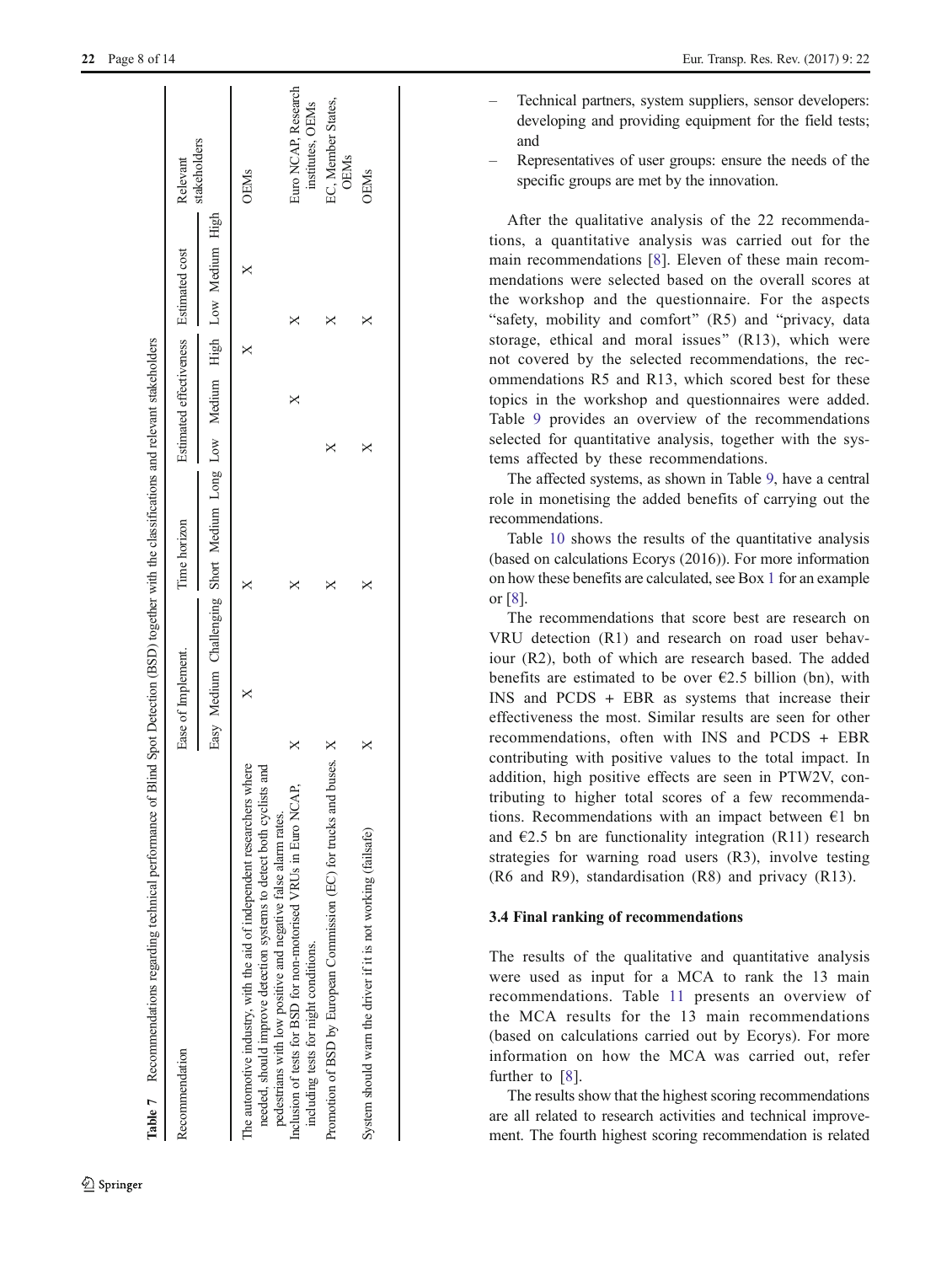**Table 7** Recommendations regarding technical performance of Blind Spot Detection (BSD) together with the classifications and relevant stakeholders

| Recommendation | Ease of Implement. | | | Time horizon | | | Estimated effectiveness | | | Estimated cost | | | Relevant stakeholders |
|---|---|---|---|---|---|---|---|---|---|---|---|---|---|
| | Easy | Medium | Challenging | Short | Medium | Long | Low | Medium | High | Low | Medium | High | |
| The automotive industry, with the aid of independent researchers where needed, should improve detection systems to detect both cyclists and pedestrians with low positive and negative false alarm rates. | | X | | X | | | | | X | | X | | OEMs |
| Inclusion of tests for BSD for non-motorised VRUs in Euro NCAP, including tests for night conditions. | X | | | X | | | | X | | X | | | Euro NCAP, Research institutes, OEMs |
| Promotion of BSD by European Commission (EC) for trucks and buses. | X | | | X | | | X | | | X | | | EC, Member States, OEMs |
| System should warn the driver if it is not working (failsafe) | X | | | X | | | X | | | X | | | OEMs |

– Technical partners, system suppliers, sensor developers: developing and providing equipment for the field tests; and

– Representatives of user groups: ensure the needs of the specific groups are met by the innovation.

After the qualitative analysis of the 22 recommendations, a quantitative analysis was carried out for the main recommendations [8]. Eleven of these main recommendations were selected based on the overall scores at the workshop and the questionnaire. For the aspects "safety, mobility and comfort" (R5) and "privacy, data storage, ethical and moral issues" (R13), which were not covered by the selected recommendations, the recommendations R5 and R13, which scored best for these topics in the workshop and questionnaires were added. Table 9 provides an overview of the recommendations selected for quantitative analysis, together with the systems affected by these recommendations.

The affected systems, as shown in Table 9, have a central role in monetising the added benefits of carrying out the recommendations.

Table 10 shows the results of the quantitative analysis (based on calculations Ecorys (2016)). For more information on how these benefits are calculated, see Box 1 for an example or [8].

The recommendations that score best are research on VRU detection (R1) and research on road user behaviour (R2), both of which are research based. The added benefits are estimated to be over €2.5 billion (bn), with INS and PCDS + EBR as systems that increase their effectiveness the most. Similar results are seen for other recommendations, often with INS and PCDS + EBR contributing with positive values to the total impact. In addition, high positive effects are seen in PTW2V, contributing to higher total scores of a few recommendations. Recommendations with an impact between €1 bn and €2.5 bn are functionality integration (R11) research strategies for warning road users (R3), involve testing (R6 and R9), standardisation (R8) and privacy (R13).

### 3.4 Final ranking of recommendations

The results of the qualitative and quantitative analysis were used as input for a MCA to rank the 13 main recommendations. Table 11 presents an overview of the MCA results for the 13 main recommendations (based on calculations carried out by Ecorys). For more information on how the MCA was carried out, refer further to [8].

The results show that the highest scoring recommendations are all related to research activities and technical improvement. The fourth highest scoring recommendation is related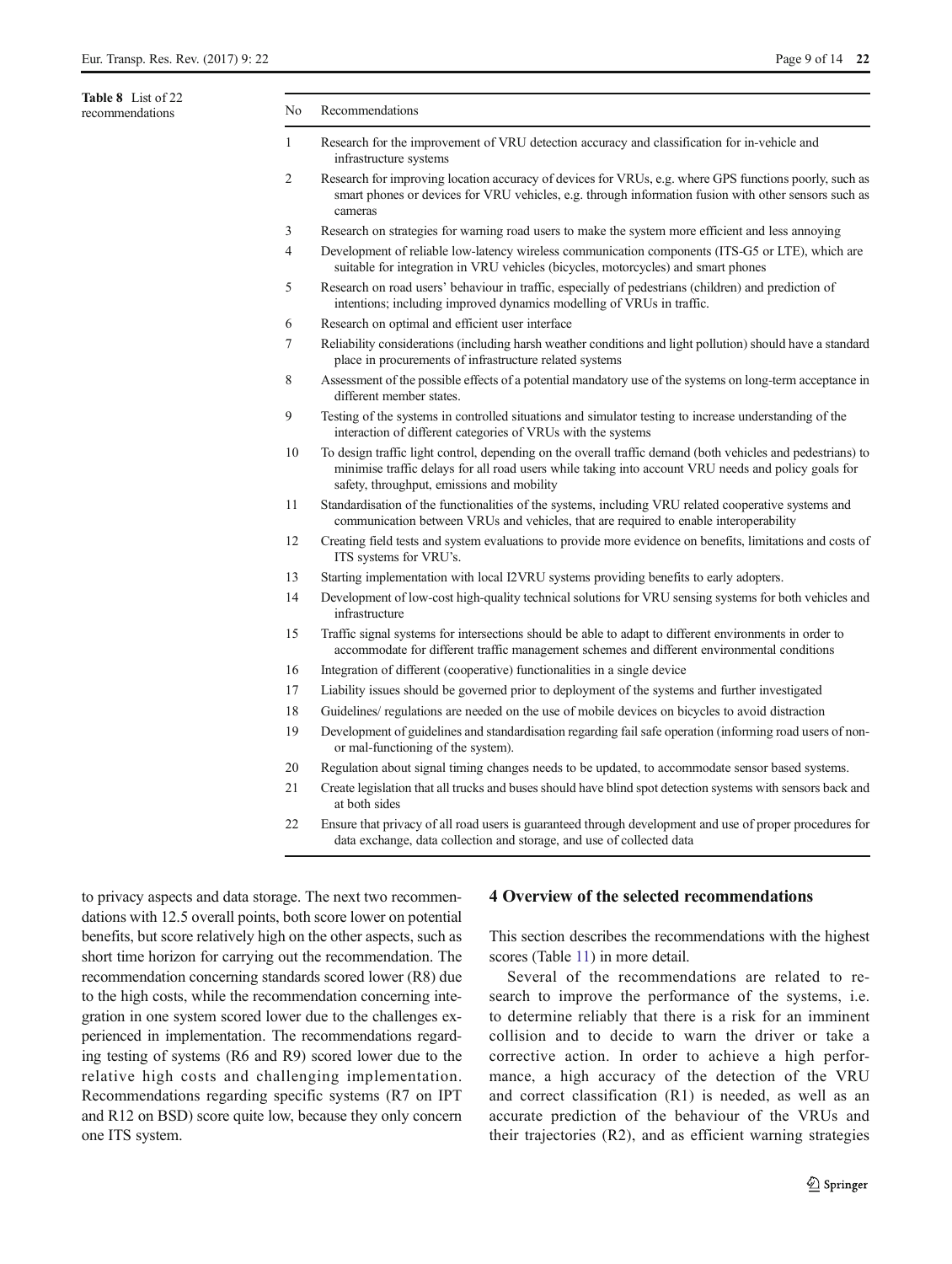**Table 8** List of 22 recommendations

| No | Recommendations |
|---|---|
| 1 | Research for the improvement of VRU detection accuracy and classification for in-vehicle and infrastructure systems |
| 2 | Research for improving location accuracy of devices for VRUs, e.g. where GPS functions poorly, such as smart phones or devices for VRU vehicles, e.g. through information fusion with other sensors such as cameras |
| 3 | Research on strategies for warning road users to make the system more efficient and less annoying |
| 4 | Development of reliable low-latency wireless communication components (ITS-G5 or LTE), which are suitable for integration in VRU vehicles (bicycles, motorcycles) and smart phones |
| 5 | Research on road users' behaviour in traffic, especially of pedestrians (children) and prediction of intentions; including improved dynamics modelling of VRUs in traffic. |
| 6 | Research on optimal and efficient user interface |
| 7 | Reliability considerations (including harsh weather conditions and light pollution) should have a standard place in procurements of infrastructure related systems |
| 8 | Assessment of the possible effects of a potential mandatory use of the systems on long-term acceptance in different member states. |
| 9 | Testing of the systems in controlled situations and simulator testing to increase understanding of the interaction of different categories of VRUs with the systems |
| 10 | To design traffic light control, depending on the overall traffic demand (both vehicles and pedestrians) to minimise traffic delays for all road users while taking into account VRU needs and policy goals for safety, throughput, emissions and mobility |
| 11 | Standardisation of the functionalities of the systems, including VRU related cooperative systems and communication between VRUs and vehicles, that are required to enable interoperability |
| 12 | Creating field tests and system evaluations to provide more evidence on benefits, limitations and costs of ITS systems for VRU's. |
| 13 | Starting implementation with local I2VRU systems providing benefits to early adopters. |
| 14 | Development of low-cost high-quality technical solutions for VRU sensing systems for both vehicles and infrastructure |
| 15 | Traffic signal systems for intersections should be able to adapt to different environments in order to accommodate for different traffic management schemes and different environmental conditions |
| 16 | Integration of different (cooperative) functionalities in a single device |
| 17 | Liability issues should be governed prior to deployment of the systems and further investigated |
| 18 | Guidelines/ regulations are needed on the use of mobile devices on bicycles to avoid distraction |
| 19 | Development of guidelines and standardisation regarding fail safe operation (informing road users of non- or mal-functioning of the system). |
| 20 | Regulation about signal timing changes needs to be updated, to accommodate sensor based systems. |
| 21 | Create legislation that all trucks and buses should have blind spot detection systems with sensors back and at both sides |
| 22 | Ensure that privacy of all road users is guaranteed through development and use of proper procedures for data exchange, data collection and storage, and use of collected data |

to privacy aspects and data storage. The next two recommendations with 12.5 overall points, both score lower on potential benefits, but score relatively high on the other aspects, such as short time horizon for carrying out the recommendation. The recommendation concerning standards scored lower (R8) due to the high costs, while the recommendation concerning integration in one system scored lower due to the challenges experienced in implementation. The recommendations regarding testing of systems (R6 and R9) scored lower due to the relative high costs and challenging implementation. Recommendations regarding specific systems (R7 on IPT and R12 on BSD) score quite low, because they only concern one ITS system.

## 4 Overview of the selected recommendations

This section describes the recommendations with the highest scores (Table 11) in more detail.

Several of the recommendations are related to research to improve the performance of the systems, i.e. to determine reliably that there is a risk for an imminent collision and to decide to warn the driver or take a corrective action. In order to achieve a high performance, a high accuracy of the detection of the VRU and correct classification (R1) is needed, as well as an accurate prediction of the behaviour of the VRUs and their trajectories (R2), and as efficient warning strategies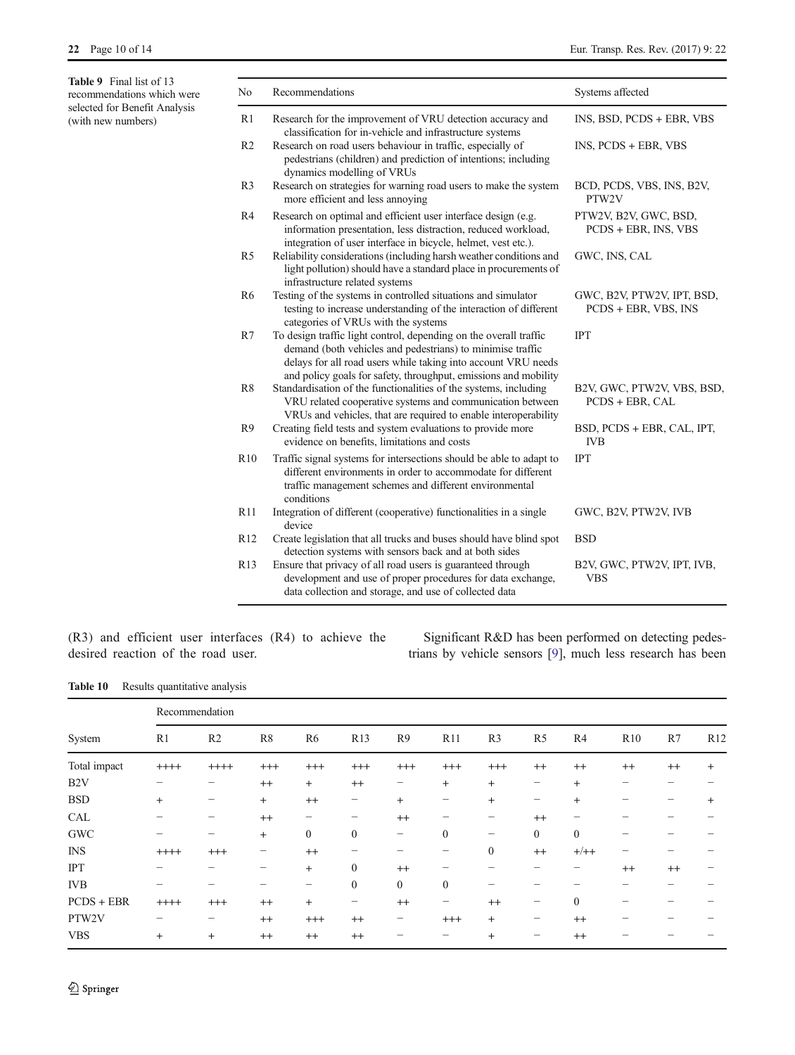**Table 9** Final list of 13 recommendations which were selected for Benefit Analysis (with new numbers)

| No | Recommendations | Systems affected |
|---|---|---|
| R1 | Research for the improvement of VRU detection accuracy and classification for in-vehicle and infrastructure systems | INS, BSD, PCDS + EBR, VBS |
| R2 | Research on road users behaviour in traffic, especially of pedestrians (children) and prediction of intentions; including dynamics modelling of VRUs | INS, PCDS + EBR, VBS |
| R3 | Research on strategies for warning road users to make the system more efficient and less annoying | BCD, PCDS, VBS, INS, B2V, PTW2V |
| R4 | Research on optimal and efficient user interface design (e.g. information presentation, less distraction, reduced workload, integration of user interface in bicycle, helmet, vest etc.). | PTW2V, B2V, GWC, BSD, PCDS + EBR, INS, VBS |
| R5 | Reliability considerations (including harsh weather conditions and light pollution) should have a standard place in procurements of infrastructure related systems | GWC, INS, CAL |
| R6 | Testing of the systems in controlled situations and simulator testing to increase understanding of the interaction of different categories of VRUs with the systems | GWC, B2V, PTW2V, IPT, BSD, PCDS + EBR, VBS, INS |
| R7 | To design traffic light control, depending on the overall traffic demand (both vehicles and pedestrians) to minimise traffic delays for all road users while taking into account VRU needs and policy goals for safety, throughput, emissions and mobility | IPT |
| R8 | Standardisation of the functionalities of the systems, including VRU related cooperative systems and communication between VRUs and vehicles, that are required to enable interoperability | B2V, GWC, PTW2V, VBS, BSD, PCDS + EBR, CAL |
| R9 | Creating field tests and system evaluations to provide more evidence on benefits, limitations and costs | BSD, PCDS + EBR, CAL, IPT, IVB |
| R10 | Traffic signal systems for intersections should be able to adapt to different environments in order to accommodate for different traffic management schemes and different environmental conditions | IPT |
| R11 | Integration of different (cooperative) functionalities in a single device | GWC, B2V, PTW2V, IVB |
| R12 | Create legislation that all trucks and buses should have blind spot detection systems with sensors back and at both sides | BSD |
| R13 | Ensure that privacy of all road users is guaranteed through development and use of proper procedures for data exchange, data collection and storage, and use of collected data | B2V, GWC, PTW2V, IPT, IVB, VBS |

(R3) and efficient user interfaces (R4) to achieve the desired reaction of the road user.

Significant R&D has been performed on detecting pedestrians by vehicle sensors [9], much less research has been

**Table 10** Results quantitative analysis

| System | Recommendation | | | | | | | | | | | | |
|---|---|---|---|---|---|---|---|---|---|---|---|---|---|
| | R1 | R2 | R8 | R6 | R13 | R9 | R11 | R3 | R5 | R4 | R10 | R7 | R12 |
| Total impact | ++++ | ++++ | +++ | +++ | +++ | +++ | +++ | +++ | ++ | ++ | ++ | ++ | + |
| B2V | – | – | ++ | + | ++ | – | + | + | – | + | – | – | – |
| BSD | + | – | + | ++ | – | + | – | + | – | + | – | – | + |
| CAL | – | – | ++ | – | – | ++ | – | – | ++ | – | – | – | – |
| GWC | – | – | + | 0 | 0 | – | 0 | – | 0 | 0 | – | – | – |
| INS | ++++ | +++ | – | ++ | – | – | – | 0 | ++ | +/++ | – | – | – |
| IPT | – | – | – | + | 0 | ++ | – | – | – | – | ++ | ++ | – |
| IVB | – | – | – | – | 0 | 0 | 0 | – | – | – | – | – | – |
| PCDS + EBR | ++++ | +++ | ++ | + | – | ++ | – | ++ | – | 0 | – | – | – |
| PTW2V | – | – | ++ | +++ | ++ | – | +++ | + | – | ++ | – | – | – |
| VBS | + | + | ++ | ++ | ++ | – | – | + | – | ++ | – | – | – |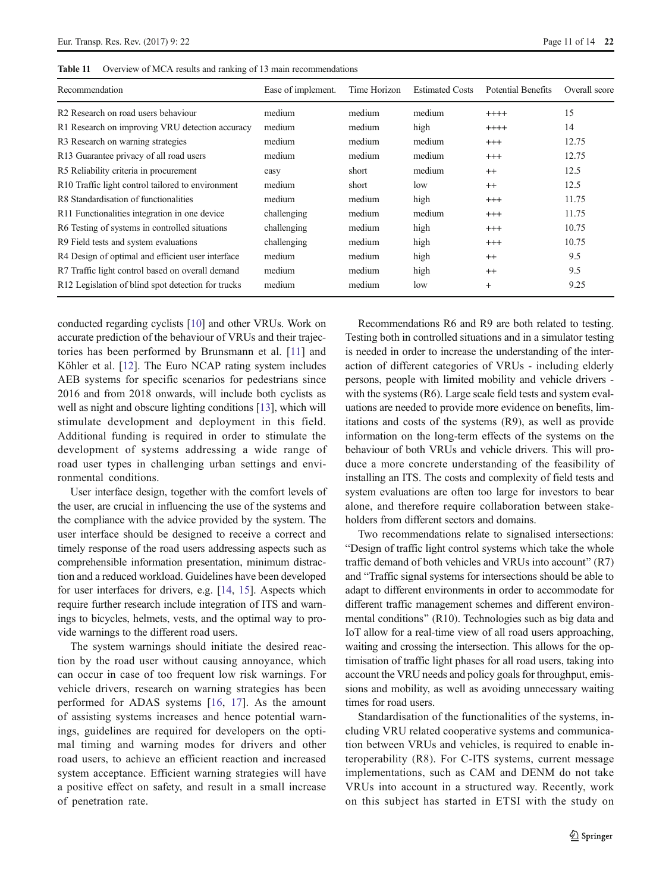**Table 11** Overview of MCA results and ranking of 13 main recommendations

| Recommendation | Ease of implement. | Time Horizon | Estimated Costs | Potential Benefits | Overall score |
|---|---|---|---|---|---|
| R2 Research on road users behaviour | medium | medium | medium | ++++ | 15 |
| R1 Research on improving VRU detection accuracy | medium | medium | high | ++++ | 14 |
| R3 Research on warning strategies | medium | medium | medium | +++ | 12.75 |
| R13 Guarantee privacy of all road users | medium | medium | medium | +++ | 12.75 |
| R5 Reliability criteria in procurement | easy | short | medium | ++ | 12.5 |
| R10 Traffic light control tailored to environment | medium | short | low | ++ | 12.5 |
| R8 Standardisation of functionalities | medium | medium | high | +++ | 11.75 |
| R11 Functionalities integration in one device | challenging | medium | medium | +++ | 11.75 |
| R6 Testing of systems in controlled situations | challenging | medium | high | +++ | 10.75 |
| R9 Field tests and system evaluations | challenging | medium | high | +++ | 10.75 |
| R4 Design of optimal and efficient user interface | medium | medium | high | ++ | 9.5 |
| R7 Traffic light control based on overall demand | medium | medium | high | ++ | 9.5 |
| R12 Legislation of blind spot detection for trucks | medium | medium | low | + | 9.25 |

conducted regarding cyclists [10] and other VRUs. Work on accurate prediction of the behaviour of VRUs and their trajectories has been performed by Brunsmann et al. [11] and Köhler et al. [12]. The Euro NCAP rating system includes AEB systems for specific scenarios for pedestrians since 2016 and from 2018 onwards, will include both cyclists as well as night and obscure lighting conditions [13], which will stimulate development and deployment in this field. Additional funding is required in order to stimulate the development of systems addressing a wide range of road user types in challenging urban settings and environmental conditions.

User interface design, together with the comfort levels of the user, are crucial in influencing the use of the systems and the compliance with the advice provided by the system. The user interface should be designed to receive a correct and timely response of the road users addressing aspects such as comprehensible information presentation, minimum distraction and a reduced workload. Guidelines have been developed for user interfaces for drivers, e.g. [14, 15]. Aspects which require further research include integration of ITS and warnings to bicycles, helmets, vests, and the optimal way to provide warnings to the different road users.

The system warnings should initiate the desired reaction by the road user without causing annoyance, which can occur in case of too frequent low risk warnings. For vehicle drivers, research on warning strategies has been performed for ADAS systems [16, 17]. As the amount of assisting systems increases and hence potential warnings, guidelines are required for developers on the optimal timing and warning modes for drivers and other road users, to achieve an efficient reaction and increased system acceptance. Efficient warning strategies will have a positive effect on safety, and result in a small increase of penetration rate.

Recommendations R6 and R9 are both related to testing. Testing both in controlled situations and in a simulator testing is needed in order to increase the understanding of the interaction of different categories of VRUs - including elderly persons, people with limited mobility and vehicle drivers - with the systems (R6). Large scale field tests and system evaluations are needed to provide more evidence on benefits, limitations and costs of the systems (R9), as well as provide information on the long-term effects of the systems on the behaviour of both VRUs and vehicle drivers. This will produce a more concrete understanding of the feasibility of installing an ITS. The costs and complexity of field tests and system evaluations are often too large for investors to bear alone, and therefore require collaboration between stakeholders from different sectors and domains.

Two recommendations relate to signalised intersections: "Design of traffic light control systems which take the whole traffic demand of both vehicles and VRUs into account" (R7) and "Traffic signal systems for intersections should be able to adapt to different environments in order to accommodate for different traffic management schemes and different environmental conditions" (R10). Technologies such as big data and IoT allow for a real-time view of all road users approaching, waiting and crossing the intersection. This allows for the optimisation of traffic light phases for all road users, taking into account the VRU needs and policy goals for throughput, emissions and mobility, as well as avoiding unnecessary waiting times for road users.

Standardisation of the functionalities of the systems, including VRU related cooperative systems and communication between VRUs and vehicles, is required to enable interoperability (R8). For C-ITS systems, current message implementations, such as CAM and DENM do not take VRUs into account in a structured way. Recently, work on this subject has started in ETSI with the study on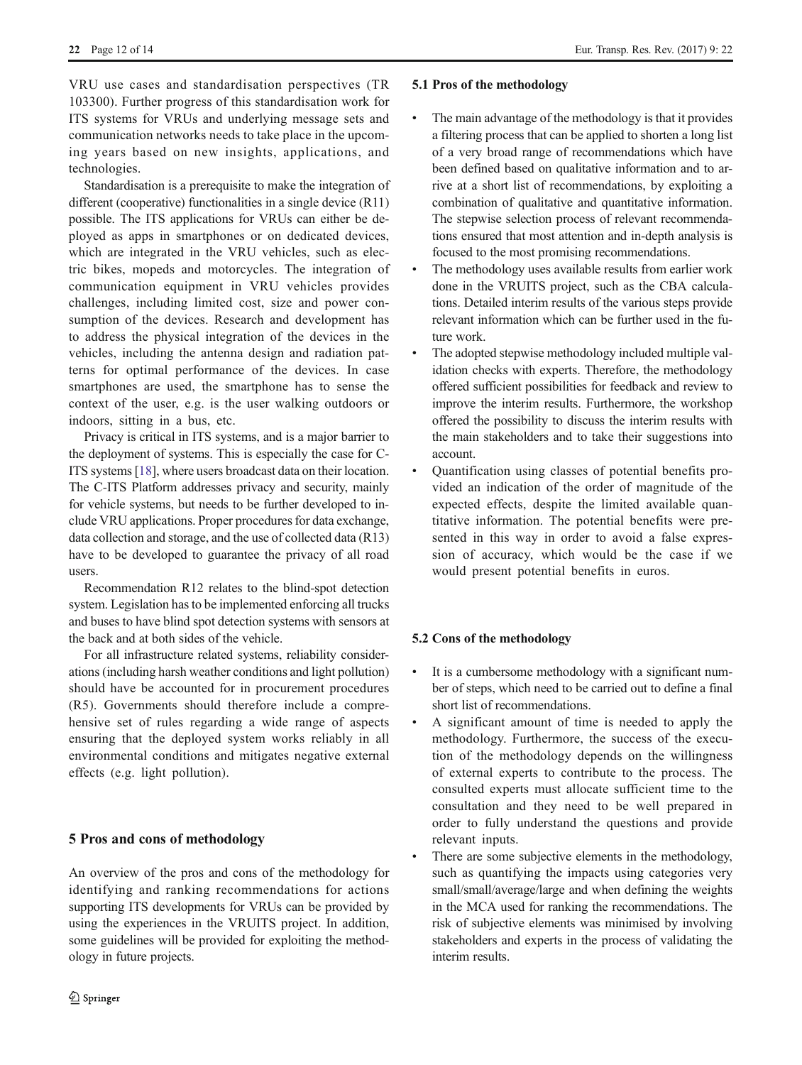VRU use cases and standardisation perspectives (TR 103300). Further progress of this standardisation work for ITS systems for VRUs and underlying message sets and communication networks needs to take place in the upcoming years based on new insights, applications, and technologies.

Standardisation is a prerequisite to make the integration of different (cooperative) functionalities in a single device (R11) possible. The ITS applications for VRUs can either be deployed as apps in smartphones or on dedicated devices, which are integrated in the VRU vehicles, such as electric bikes, mopeds and motorcycles. The integration of communication equipment in VRU vehicles provides challenges, including limited cost, size and power consumption of the devices. Research and development has to address the physical integration of the devices in the vehicles, including the antenna design and radiation patterns for optimal performance of the devices. In case smartphones are used, the smartphone has to sense the context of the user, e.g. is the user walking outdoors or indoors, sitting in a bus, etc.

Privacy is critical in ITS systems, and is a major barrier to the deployment of systems. This is especially the case for C-ITS systems [18], where users broadcast data on their location. The C-ITS Platform addresses privacy and security, mainly for vehicle systems, but needs to be further developed to include VRU applications. Proper procedures for data exchange, data collection and storage, and the use of collected data (R13) have to be developed to guarantee the privacy of all road users.

Recommendation R12 relates to the blind-spot detection system. Legislation has to be implemented enforcing all trucks and buses to have blind spot detection systems with sensors at the back and at both sides of the vehicle.

For all infrastructure related systems, reliability considerations (including harsh weather conditions and light pollution) should have be accounted for in procurement procedures (R5). Governments should therefore include a comprehensive set of rules regarding a wide range of aspects ensuring that the deployed system works reliably in all environmental conditions and mitigates negative external effects (e.g. light pollution).

## 5 Pros and cons of methodology

An overview of the pros and cons of the methodology for identifying and ranking recommendations for actions supporting ITS developments for VRUs can be provided by using the experiences in the VRUITS project. In addition, some guidelines will be provided for exploiting the methodology in future projects.

### 5.1 Pros of the methodology

- The main advantage of the methodology is that it provides a filtering process that can be applied to shorten a long list of a very broad range of recommendations which have been defined based on qualitative information and to arrive at a short list of recommendations, by exploiting a combination of qualitative and quantitative information. The stepwise selection process of relevant recommendations ensured that most attention and in-depth analysis is focused to the most promising recommendations.
- The methodology uses available results from earlier work done in the VRUITS project, such as the CBA calculations. Detailed interim results of the various steps provide relevant information which can be further used in the future work.
- The adopted stepwise methodology included multiple validation checks with experts. Therefore, the methodology offered sufficient possibilities for feedback and review to improve the interim results. Furthermore, the workshop offered the possibility to discuss the interim results with the main stakeholders and to take their suggestions into account.
- Quantification using classes of potential benefits provided an indication of the order of magnitude of the expected effects, despite the limited available quantitative information. The potential benefits were presented in this way in order to avoid a false expression of accuracy, which would be the case if we would present potential benefits in euros.

### 5.2 Cons of the methodology

- It is a cumbersome methodology with a significant number of steps, which need to be carried out to define a final short list of recommendations.
- A significant amount of time is needed to apply the methodology. Furthermore, the success of the execution of the methodology depends on the willingness of external experts to contribute to the process. The consulted experts must allocate sufficient time to the consultation and they need to be well prepared in order to fully understand the questions and provide relevant inputs.
- There are some subjective elements in the methodology, such as quantifying the impacts using categories very small/small/average/large and when defining the weights in the MCA used for ranking the recommendations. The risk of subjective elements was minimised by involving stakeholders and experts in the process of validating the interim results.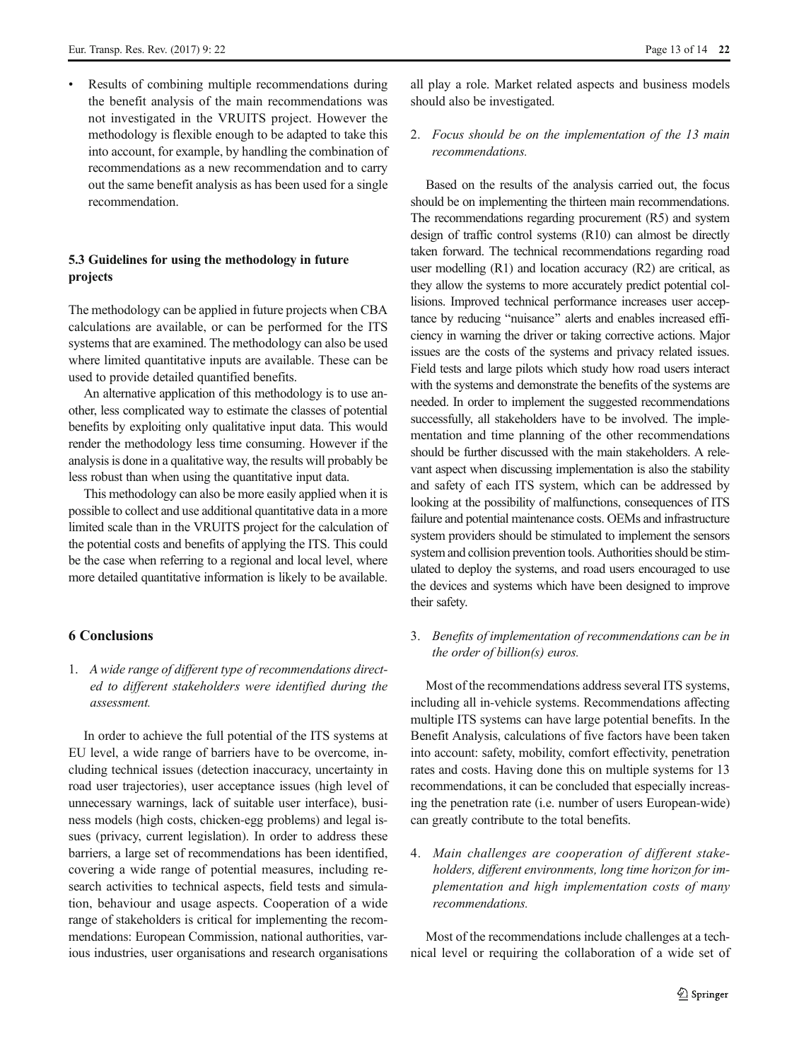- Results of combining multiple recommendations during the benefit analysis of the main recommendations was not investigated in the VRUITS project. However the methodology is flexible enough to be adapted to take this into account, for example, by handling the combination of recommendations as a new recommendation and to carry out the same benefit analysis as has been used for a single recommendation.

### 5.3 Guidelines for using the methodology in future projects

The methodology can be applied in future projects when CBA calculations are available, or can be performed for the ITS systems that are examined. The methodology can also be used where limited quantitative inputs are available. These can be used to provide detailed quantified benefits.

An alternative application of this methodology is to use another, less complicated way to estimate the classes of potential benefits by exploiting only qualitative input data. This would render the methodology less time consuming. However if the analysis is done in a qualitative way, the results will probably be less robust than when using the quantitative input data.

This methodology can also be more easily applied when it is possible to collect and use additional quantitative data in a more limited scale than in the VRUITS project for the calculation of the potential costs and benefits of applying the ITS. This could be the case when referring to a regional and local level, where more detailed quantitative information is likely to be available.

## 6 Conclusions

1. *A wide range of different type of recommendations directed to different stakeholders were identified during the assessment.*

In order to achieve the full potential of the ITS systems at EU level, a wide range of barriers have to be overcome, including technical issues (detection inaccuracy, uncertainty in road user trajectories), user acceptance issues (high level of unnecessary warnings, lack of suitable user interface), business models (high costs, chicken-egg problems) and legal issues (privacy, current legislation). In order to address these barriers, a large set of recommendations has been identified, covering a wide range of potential measures, including research activities to technical aspects, field tests and simulation, behaviour and usage aspects. Cooperation of a wide range of stakeholders is critical for implementing the recommendations: European Commission, national authorities, various industries, user organisations and research organisations all play a role. Market related aspects and business models should also be investigated.

2. *Focus should be on the implementation of the 13 main recommendations.*

Based on the results of the analysis carried out, the focus should be on implementing the thirteen main recommendations. The recommendations regarding procurement (R5) and system design of traffic control systems (R10) can almost be directly taken forward. The technical recommendations regarding road user modelling (R1) and location accuracy (R2) are critical, as they allow the systems to more accurately predict potential collisions. Improved technical performance increases user acceptance by reducing "nuisance" alerts and enables increased efficiency in warning the driver or taking corrective actions. Major issues are the costs of the systems and privacy related issues. Field tests and large pilots which study how road users interact with the systems and demonstrate the benefits of the systems are needed. In order to implement the suggested recommendations successfully, all stakeholders have to be involved. The implementation and time planning of the other recommendations should be further discussed with the main stakeholders. A relevant aspect when discussing implementation is also the stability and safety of each ITS system, which can be addressed by looking at the possibility of malfunctions, consequences of ITS failure and potential maintenance costs. OEMs and infrastructure system providers should be stimulated to implement the sensors system and collision prevention tools. Authorities should be stimulated to deploy the systems, and road users encouraged to use the devices and systems which have been designed to improve their safety.

3. *Benefits of implementation of recommendations can be in the order of billion(s) euros.*

Most of the recommendations address several ITS systems, including all in-vehicle systems. Recommendations affecting multiple ITS systems can have large potential benefits. In the Benefit Analysis, calculations of five factors have been taken into account: safety, mobility, comfort effectivity, penetration rates and costs. Having done this on multiple systems for 13 recommendations, it can be concluded that especially increasing the penetration rate (i.e. number of users European-wide) can greatly contribute to the total benefits.

4. *Main challenges are cooperation of different stakeholders, different environments, long time horizon for implementation and high implementation costs of many recommendations.*

Most of the recommendations include challenges at a technical level or requiring the collaboration of a wide set of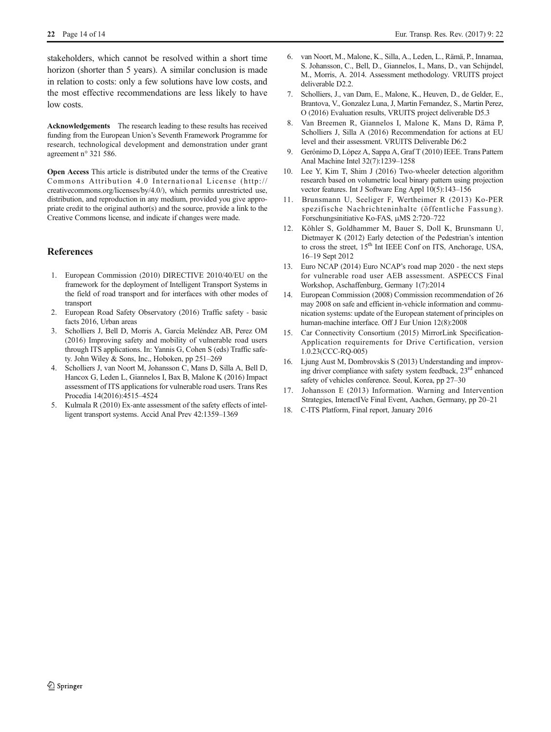stakeholders, which cannot be resolved within a short time horizon (shorter than 5 years). A similar conclusion is made in relation to costs: only a few solutions have low costs, and the most effective recommendations are less likely to have low costs.

**Acknowledgements** The research leading to these results has received funding from the European Union's Seventh Framework Programme for research, technological development and demonstration under grant agreement n° 321 586.

**Open Access** This article is distributed under the terms of the Creative Commons Attribution 4.0 International License (http://creativecommons.org/licenses/by/4.0/), which permits unrestricted use, distribution, and reproduction in any medium, provided you give appropriate credit to the original author(s) and the source, provide a link to the Creative Commons license, and indicate if changes were made.

## References

1. European Commission (2010) DIRECTIVE 2010/40/EU on the framework for the deployment of Intelligent Transport Systems in the field of road transport and for interfaces with other modes of transport
2. European Road Safety Observatory (2016) Traffic safety - basic facts 2016, Urban areas
3. Scholliers J, Bell D, Morris A, García Meléndez AB, Perez OM (2016) Improving safety and mobility of vulnerable road users through ITS applications. In: Yannis G, Cohen S (eds) Traffic safety. John Wiley & Sons, Inc., Hoboken, pp 251–269
4. Scholliers J, van Noort M, Johansson C, Mans D, Silla A, Bell D, Hancox G, Leden L, Giannelos I, Bax B, Malone K (2016) Impact assessment of ITS applications for vulnerable road users. Trans Res Procedia 14(2016):4515–4524
5. Kulmala R (2010) Ex-ante assessment of the safety effects of intelligent transport systems. Accid Anal Prev 42:1359–1369
6. van Noort, M., Malone, K., Silla, A., Leden, L., Rämä, P., Innamaa, S. Johansson, C., Bell, D., Giannelos, I., Mans, D., van Schijndel, M., Morris, A. 2014. Assessment methodology. VRUITS project deliverable D2.2.
7. Scholliers, J., van Dam, E., Malone, K., Heuven, D., de Gelder, E., Brantova, V., Gonzalez Luna, J, Martin Fernandez, S., Martin Perez, O (2016) Evaluation results, VRUITS project deliverable D5.3
8. Van Breemen R, Giannelos I, Malone K, Mans D, Räma P, Scholliers J, Silla A (2016) Recommendation for actions at EU level and their assessment. VRUITS Deliverable D6:2
9. Gerónimo D, López A, Sappa A, Graf T (2010) IEEE. Trans Pattern Anal Machine Intel 32(7):1239–1258
10. Lee Y, Kim T, Shim J (2016) Two-wheeler detection algorithm research based on volumetric local binary pattern using projection vector features. Int J Software Eng Appl 10(5):143–156
11. Brunsmann U, Seeliger F, Wertheimer R (2013) Ko-PER spezifische Nachrichteninhalte (öffentliche Fassung). Forschungsinitiative Ko-FAS, μMS 2:720–722
12. Köhler S, Goldhammer M, Bauer S, Doll K, Brunsmann U, Dietmayer K (2012) Early detection of the Pedestrian's intention to cross the street, 15th Int IEEE Conf on ITS, Anchorage, USA, 16–19 Sept 2012
13. Euro NCAP (2014) Euro NCAP's road map 2020 - the next steps for vulnerable road user AEB assessment. ASPECCS Final Workshop, Aschaffenburg, Germany 1(7):2014
14. European Commission (2008) Commission recommendation of 26 may 2008 on safe and efficient in-vehicle information and communication systems: update of the European statement of principles on human-machine interface. Off J Eur Union 12(8):2008
15. Car Connectivity Consortium (2015) MirrorLink Specification-Application requirements for Drive Certification, version 1.0.23(CCC-RQ-005)
16. Ljung Aust M, Dombrovskis S (2013) Understanding and improving driver compliance with safety system feedback, 23rd enhanced safety of vehicles conference. Seoul, Korea, pp 27–30
17. Johansson E (2013) Information. Warning and Intervention Strategies, InteractIVe Final Event, Aachen, Germany, pp 20–21
18. C-ITS Platform, Final report, January 2016